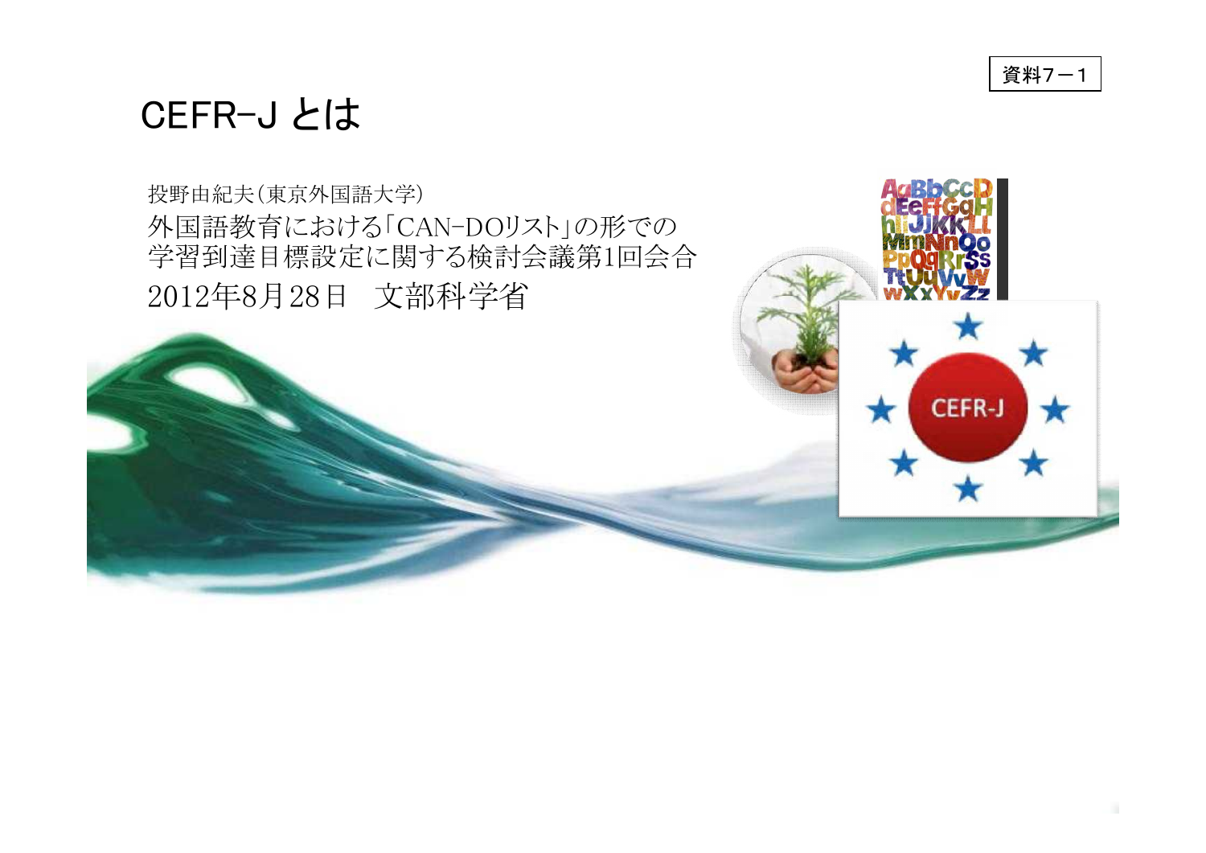資料7－1

# CEFR-J とは

投野由紀夫（東京外国語大学）

外国語教育における「CAN-DOリスト」の形での学習到達目標設定に関する検討会議第1回会合

2012年8月28日　文部科学省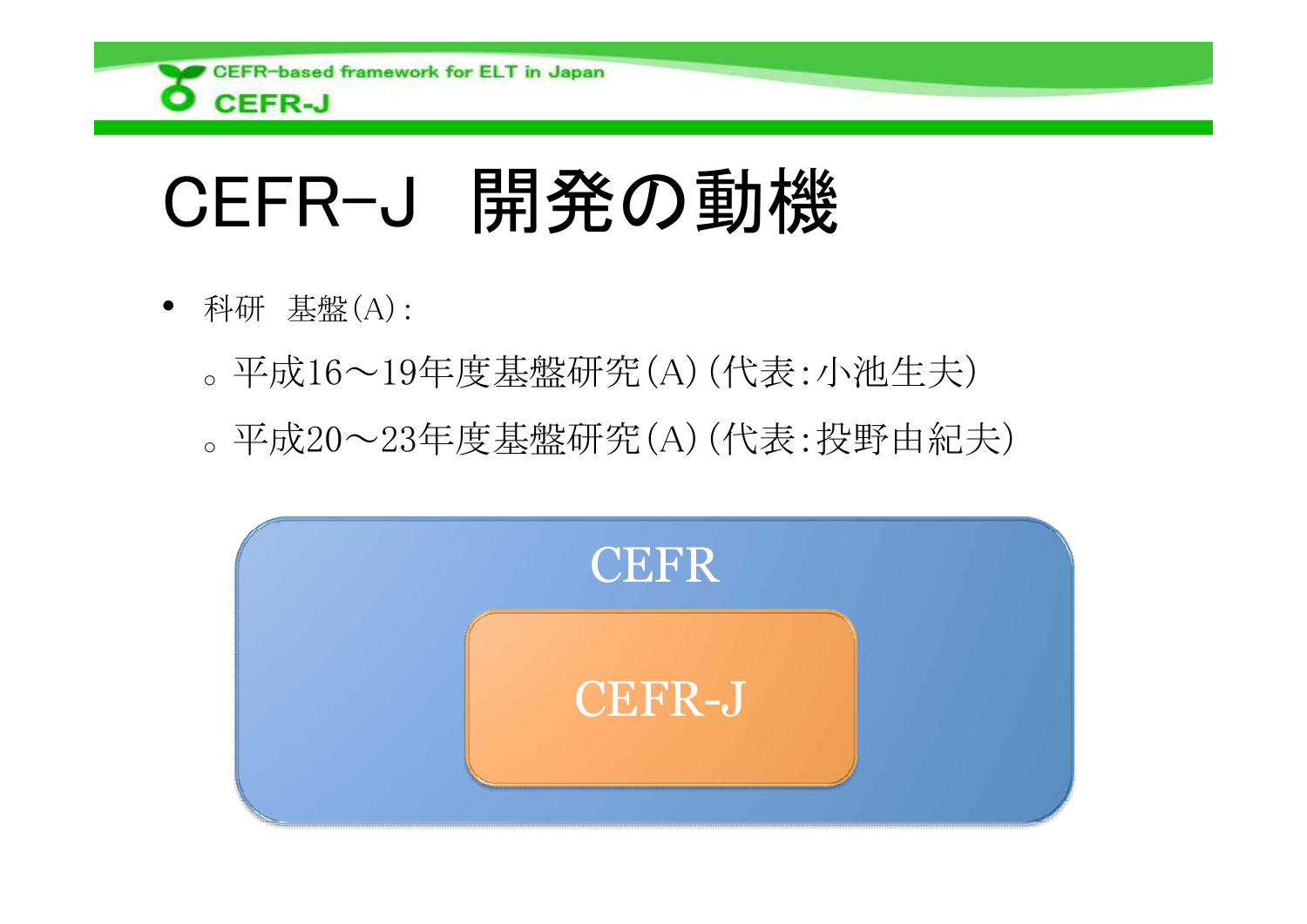# CEFR-J 開発の動機

- 科研 基盤(A):
  - 平成16〜19年度基盤研究(A)(代表:小池生夫)
  - 平成20〜23年度基盤研究(A)(代表:投野由紀夫)

CEFR

CEFR-J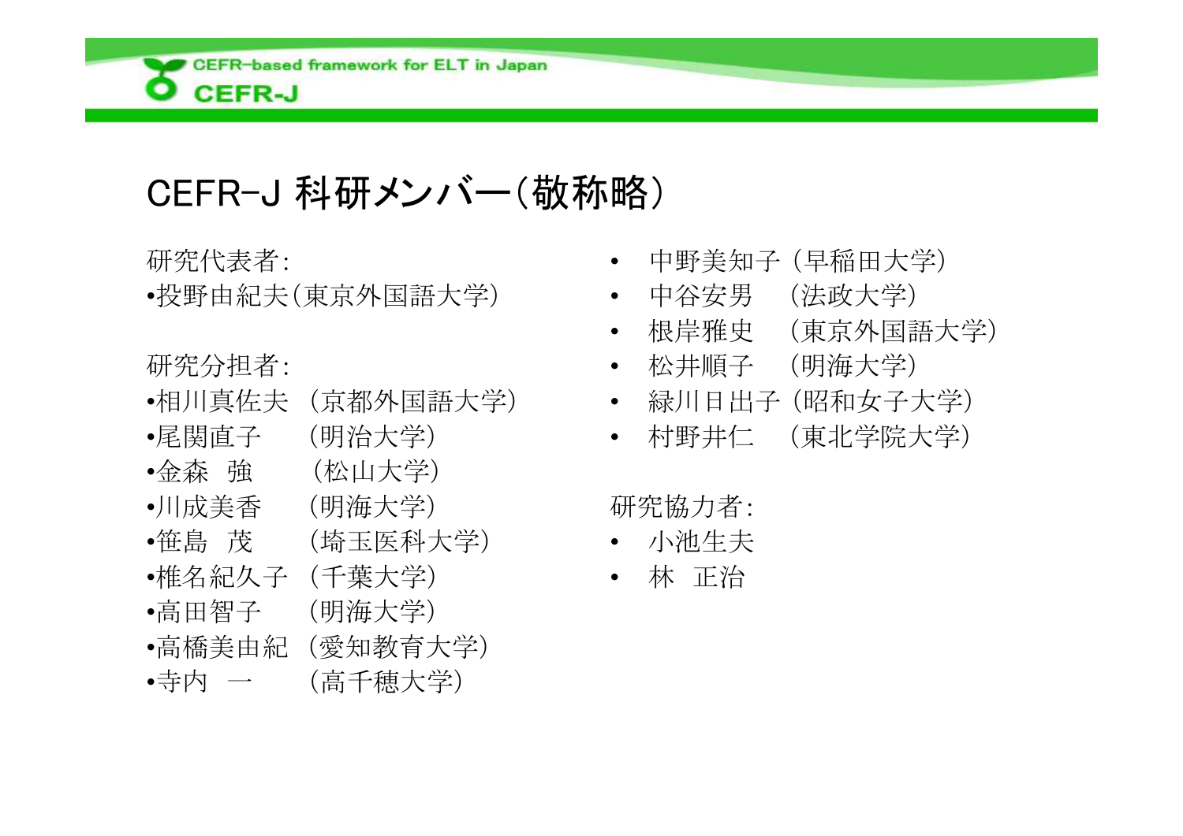# CEFR-J 科研メンバー（敬称略）

研究代表者：

- 投野由紀夫（東京外国語大学）

研究分担者：

- 相川真佐夫 （京都外国語大学）
- 尾関直子 （明治大学）
- 金森 強 （松山大学）
- 川成美香 （明海大学）
- 笹島 茂 （埼玉医科大学）
- 椎名紀久子 （千葉大学）
- 高田智子 （明海大学）
- 高橋美由紀 （愛知教育大学）
- 寺内 一 （高千穂大学）
- 中野美知子 （早稲田大学）
- 中谷安男 （法政大学）
- 根岸雅史 （東京外国語大学）
- 松井順子 （明海大学）
- 緑川日出子 （昭和女子大学）
- 村野井仁 （東北学院大学）

研究協力者：

- 小池生夫
- 林 正治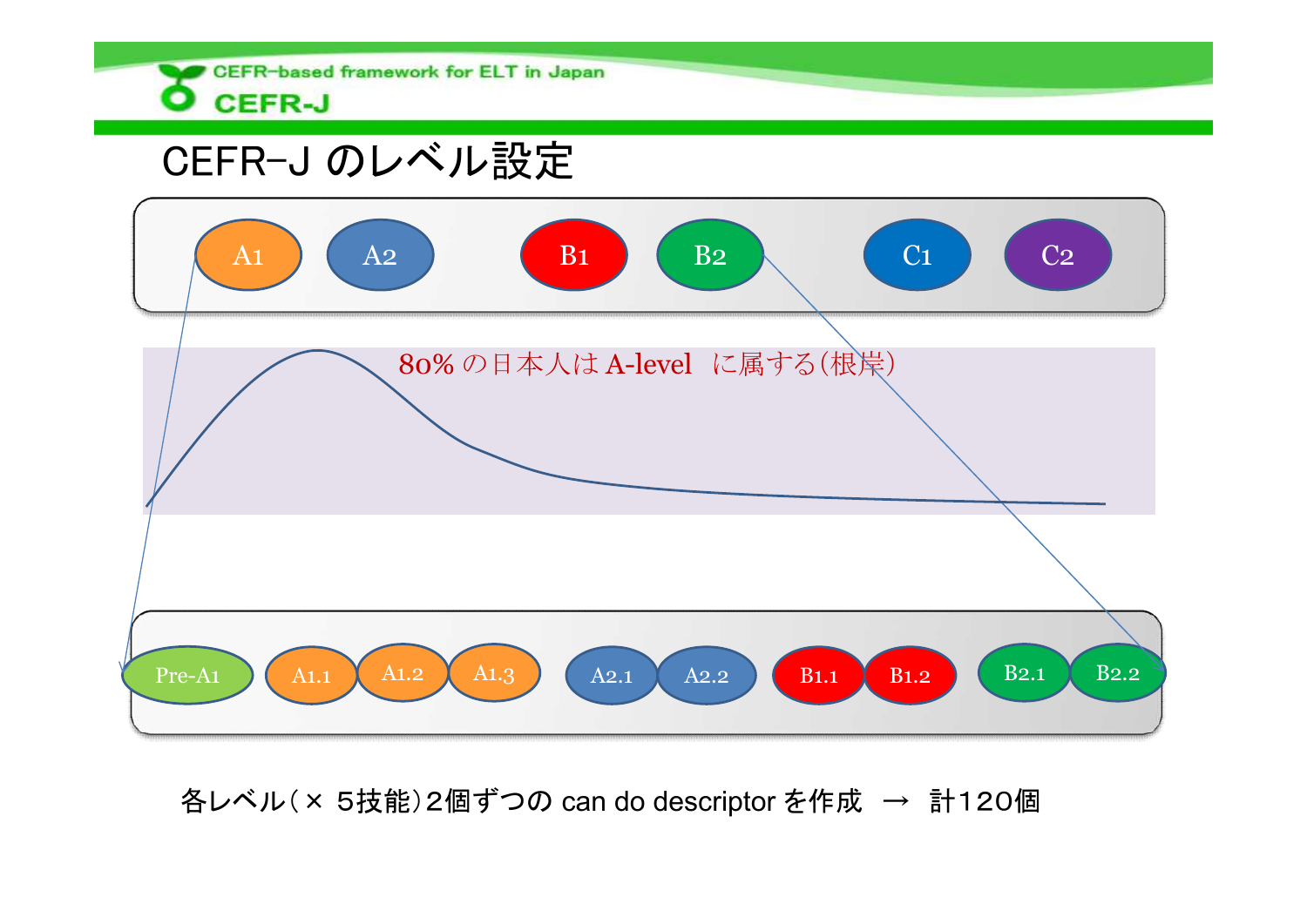# CEFR-J のレベル設定

A1　A2　B1　B2　C1　C2

80% の日本人は A-level　に属する(根岸)

Pre-A1　A1.1　A1.2　A1.3　A2.1　A2.2　B1.1　B1.2　B2.1　B2.2

各レベル( × 5技能)2個ずつの can do descriptor を作成　→　計120個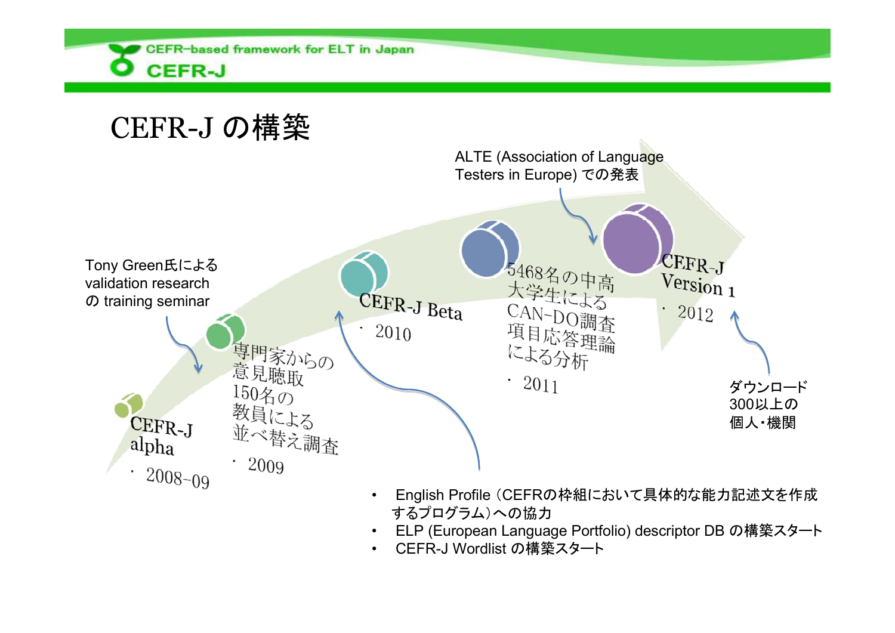# CEFR-J の構築

- CEFR-J alpha
  - 2008-09
- 専門家からの意見聴取 150名の教員による並べ替え調査
  - 2009
- CEFR-J Beta
  - 2010
- 5468名の中高大学生によるCAN-DO調査 項目応答理論による分析
  - 2011
- CEFR-J Version 1
  - 2012

Tony Green氏による validation research の training seminar

ALTE (Association of Language Testers in Europe) での発表

ダウンロード 300以上の個人・機関

- English Profile（CEFRの枠組において具体的な能力記述文を作成するプログラム）への協力
- ELP (European Language Portfolio) descriptor DB の構築スタート
- CEFR-J Wordlist の構築スタート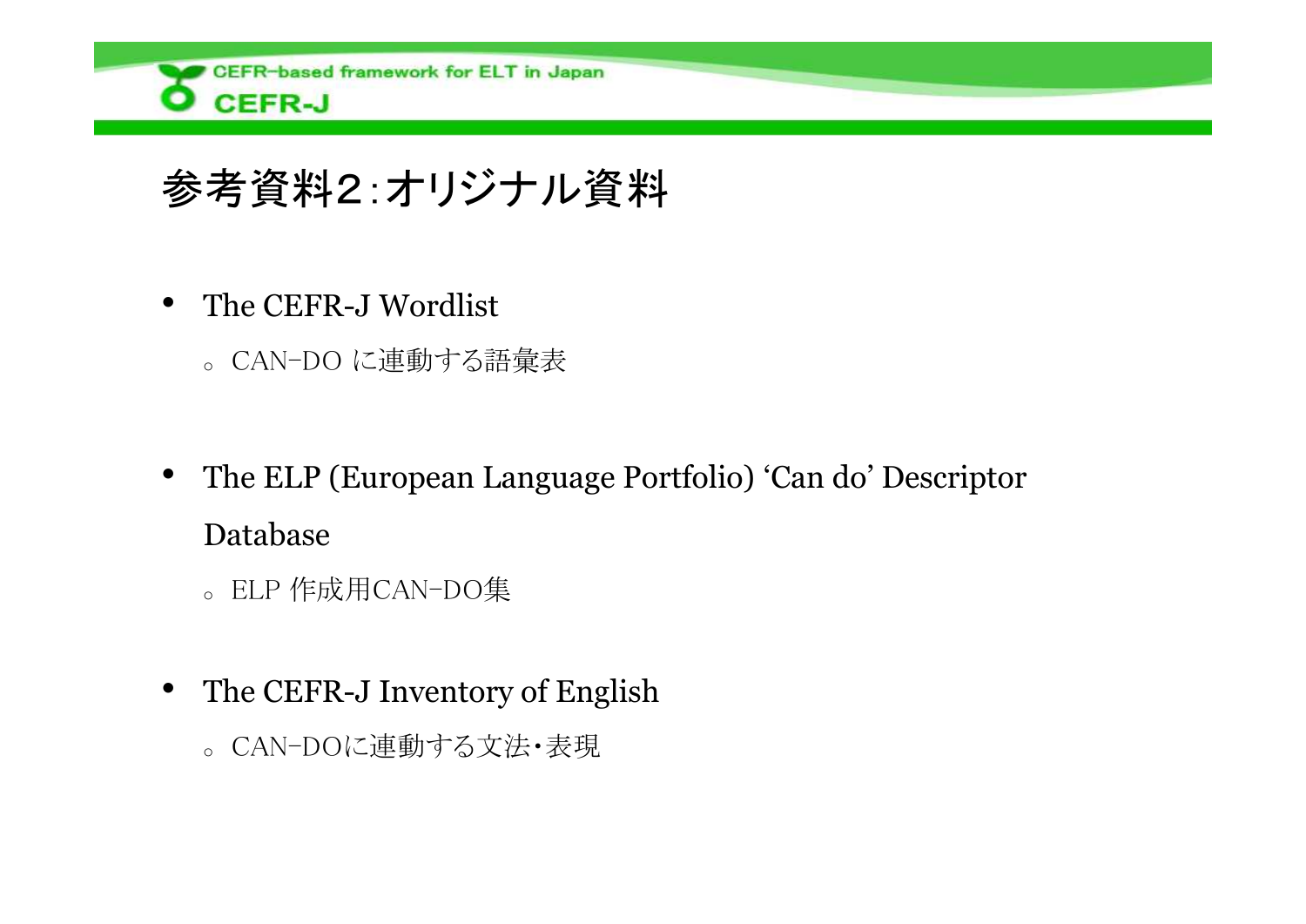# 参考資料2：オリジナル資料

- The CEFR-J Wordlist
  - CAN-DO に連動する語彙表
- The ELP (European Language Portfolio) 'Can do' Descriptor Database
  - ELP 作成用CAN-DO集
- The CEFR-J Inventory of English
  - CAN-DOに連動する文法・表現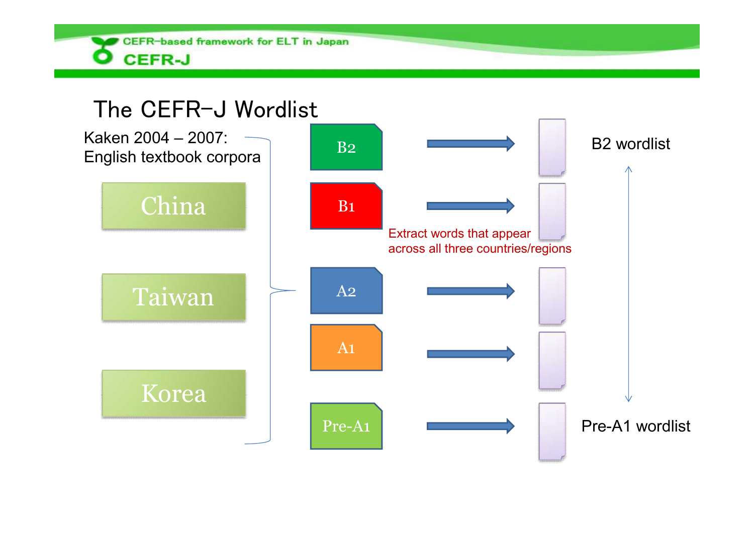# The CEFR-J Wordlist

Kaken 2004 – 2007:
English textbook corpora

- China
- Taiwan
- Korea

B2

B1

A2

A1

Pre-A1

Extract words that appear across all three countries/regions

B2 wordlist

Pre-A1 wordlist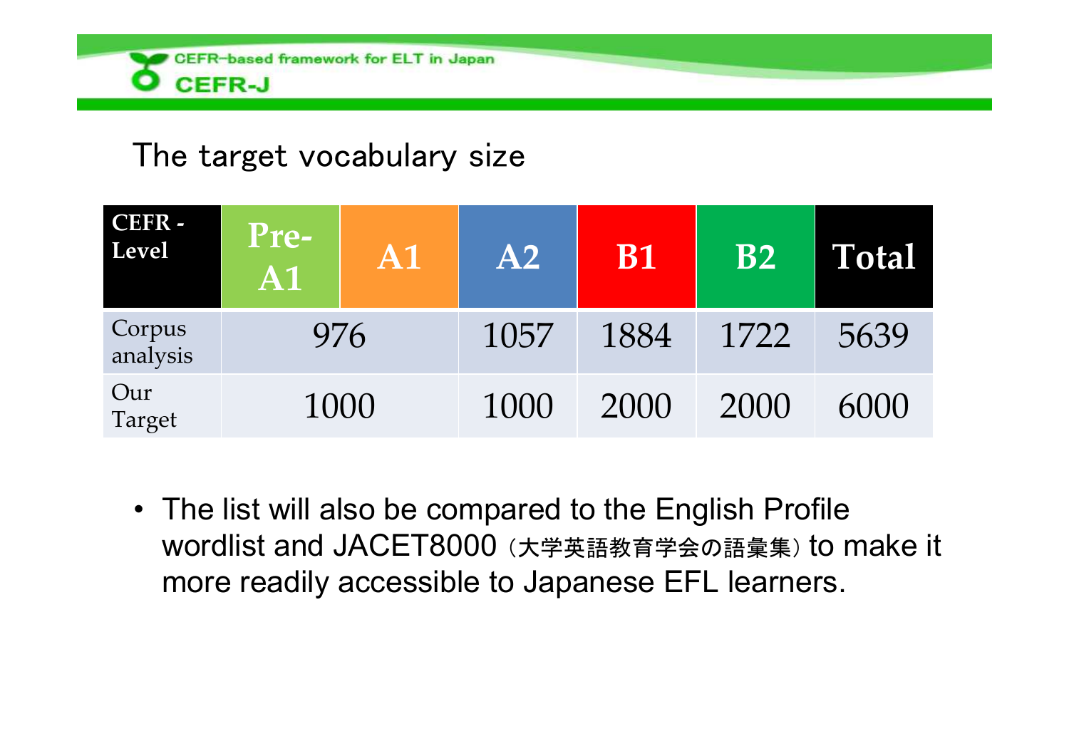## The target vocabulary size

| CEFR - Level | Pre-A1 | A1 | A2 | B1 | B2 | Total |
|---|---|---|---|---|---|---|
| Corpus analysis | 976 | | 1057 | 1884 | 1722 | 5639 |
| Our Target | 1000 | | 1000 | 2000 | 2000 | 6000 |

- The list will also be compared to the English Profile wordlist and JACET8000（大学英語教育学会の語彙集）to make it more readily accessible to Japanese EFL learners.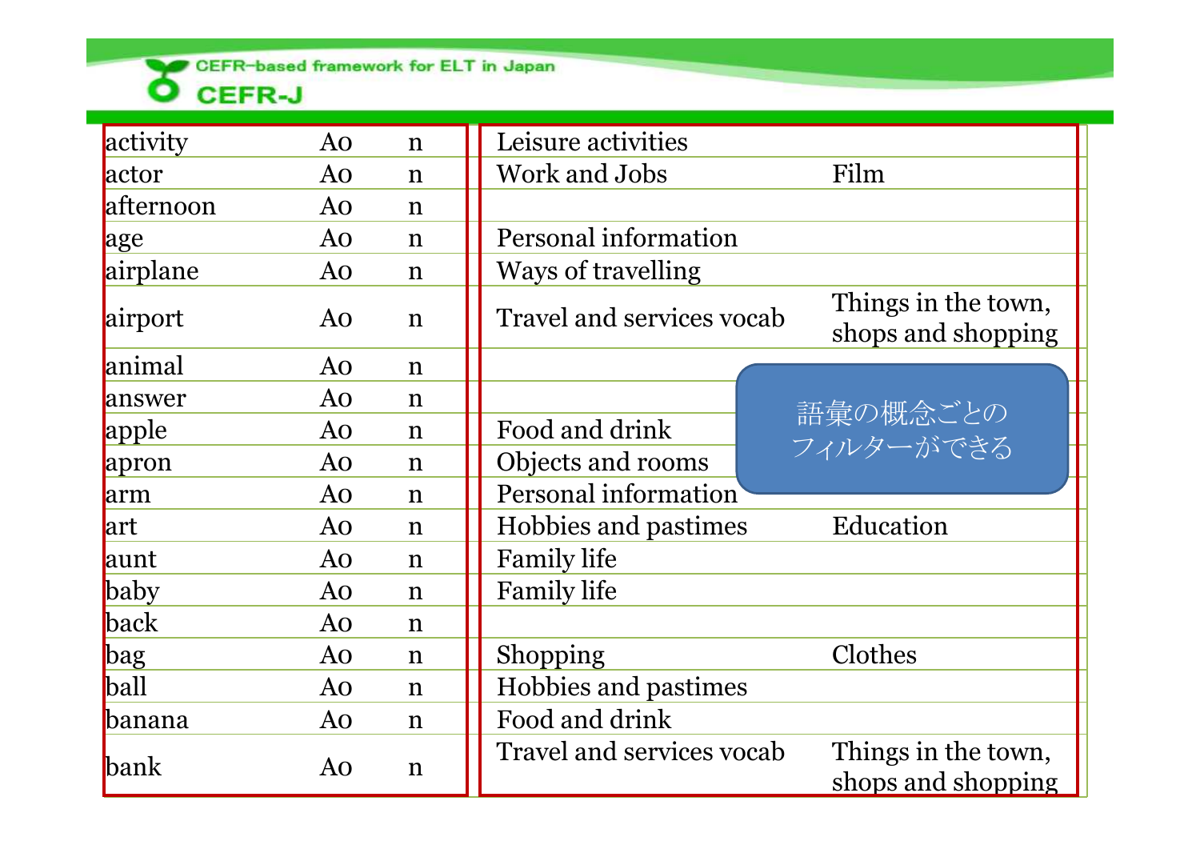| | | | | |
|---|---|---|---|---|
| activity | A0 | n | Leisure activities | |
| actor | A0 | n | Work and Jobs | Film |
| afternoon | A0 | n | | |
| age | A0 | n | Personal information | |
| airplane | A0 | n | Ways of travelling | |
| airport | A0 | n | Travel and services vocab | Things in the town, shops and shopping |
| animal | A0 | n | | |
| answer | A0 | n | | |
| apple | A0 | n | Food and drink | |
| apron | A0 | n | Objects and rooms | |
| arm | A0 | n | Personal information | |
| art | A0 | n | Hobbies and pastimes | Education |
| aunt | A0 | n | Family life | |
| baby | A0 | n | Family life | |
| back | A0 | n | | |
| bag | A0 | n | Shopping | Clothes |
| ball | A0 | n | Hobbies and pastimes | |
| banana | A0 | n | Food and drink | |
| bank | A0 | n | Travel and services vocab | Things in the town, shops and shopping |

語彙の概念ごとのフィルターができる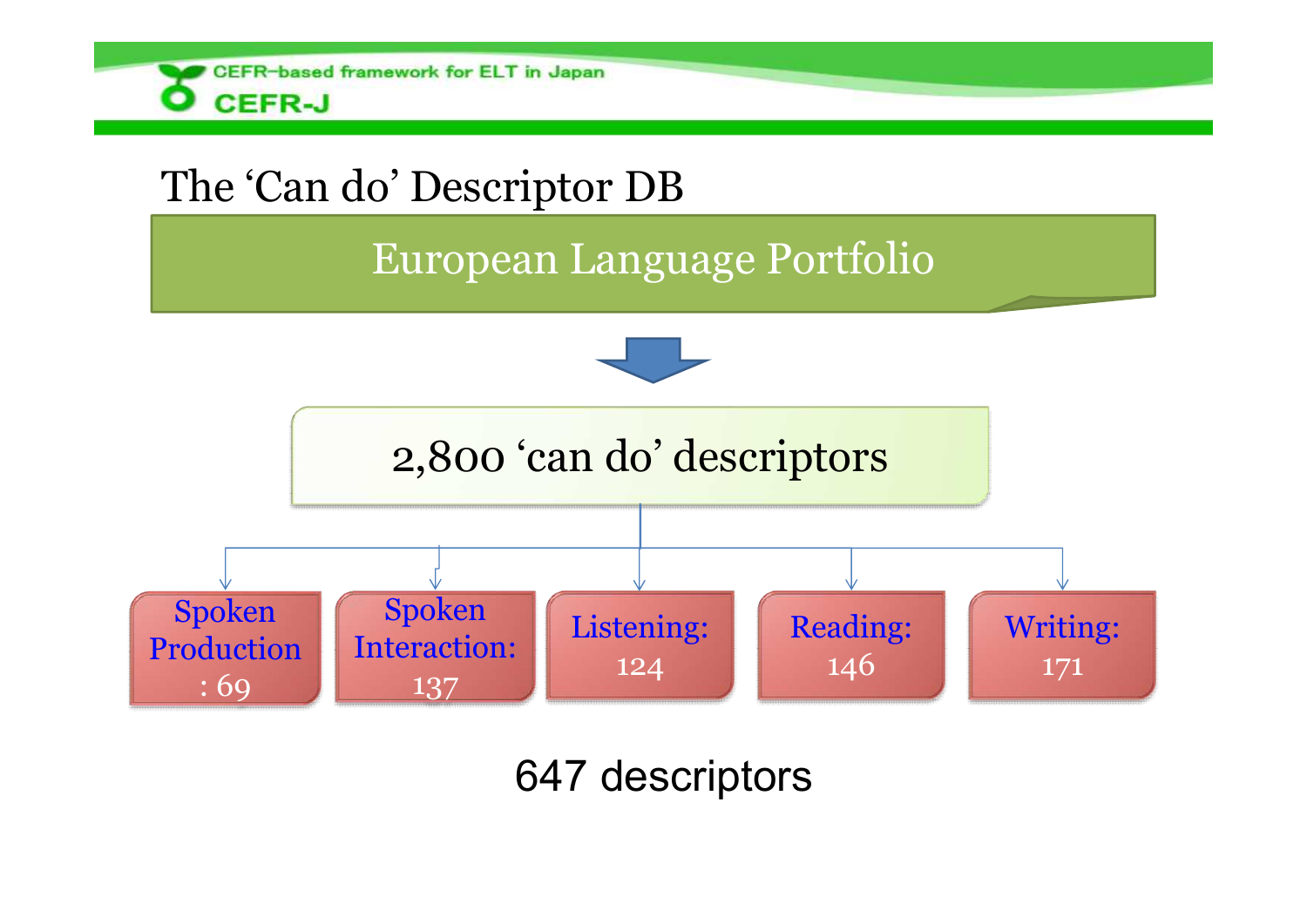# The 'Can do' Descriptor DB

**European Language Portfolio**

↓

**2,800 'can do' descriptors**

- Spoken Production: 69
- Spoken Interaction: 137
- Listening: 124
- Reading: 146
- Writing: 171

647 descriptors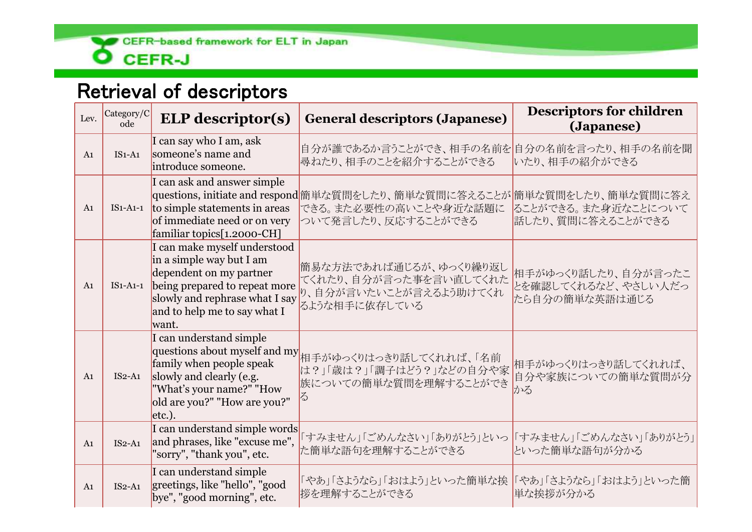## Retrieval of descriptors

| Lev. | Category/Code | ELP descriptor(s) | General descriptors (Japanese) | Descriptors for children (Japanese) |
|---|---|---|---|---|
| A1 | IS1-A1 | I can say who I am, ask someone's name and introduce someone. | 自分が誰であるか言うことができ、相手の名前を尋ねたり、相手のことを紹介することができる | 自分の名前を言ったり、相手の名前を聞いたり、相手の紹介ができる |
| A1 | IS1-A1-1 | I can ask and answer simple questions, initiate and respond to simple statements in areas of immediate need or on very familiar topics[1.2000-CH] | 簡単な質問をしたり、簡単な質問に答えることができる。また必要性の高いことや身近な話題について発言したり、反応することができる | 簡単な質問をしたり、簡単な質問に答えることができる。また身近なことについて話したり、質問に答えることができる |
| A1 | IS1-A1-1 | I can make myself understood in a simple way but I am dependent on my partner being prepared to repeat more slowly and rephrase what I say and to help me to say what I want. | 簡易な方法であれば通じるが、ゆっくり繰り返してくれたり、自分が言った事を言い直してくれたり、自分が言いたいことが言えるよう助けてくれるような相手に依存している | 相手がゆっくり話したり、自分が言ったことを確認してくれるなど、やさしい人だったら自分の簡単な英語は通じる |
| A1 | IS2-A1 | I can understand simple questions about myself and my family when people speak slowly and clearly (e.g. "What's your name?" "How old are you?" "How are you?" etc.). | 相手がゆっくりはっきり話してくれれば、「名前は？」「歳は？」「調子はどう？」などの自分や家族についての簡単な質問を理解することができる | 相手がゆっくりはっきり話してくれれば、自分や家族についての簡単な質問が分かる |
| A1 | IS2-A1 | I can understand simple words and phrases, like "excuse me", "sorry", "thank you", etc. | 「すみません」「ごめんなさい」「ありがとう」といった簡単な語句を理解することができる | 「すみません」「ごめんなさい」「ありがとう」といった簡単な語句が分かる |
| A1 | IS2-A1 | I can understand simple greetings, like "hello", "good bye", "good morning", etc. | 「やあ」「さようなら」「おはよう」といった簡単な挨拶を理解することができる | 「やあ」「さようなら」「おはよう」といった簡単な挨拶が分かる |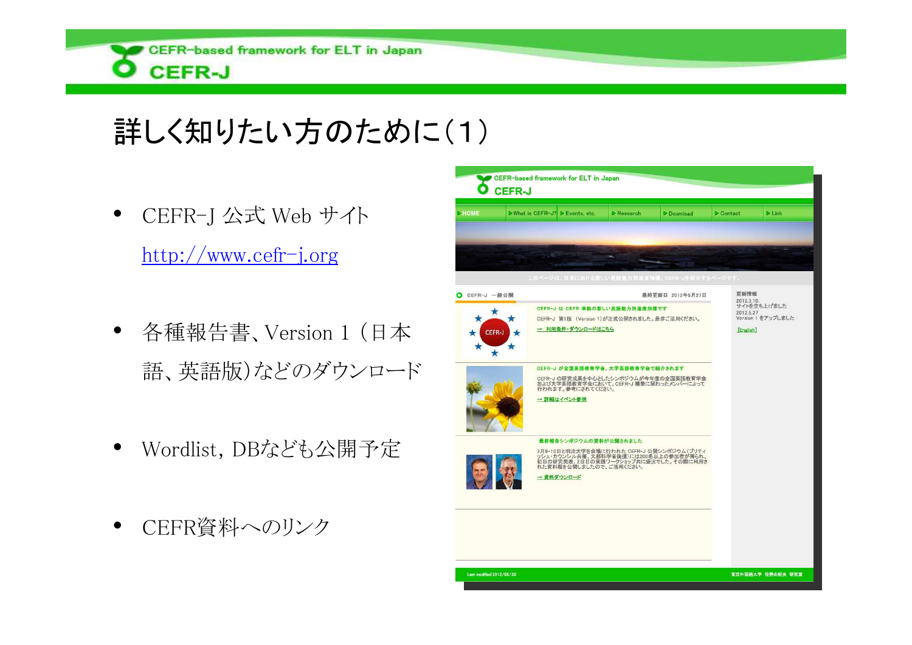# 詳しく知りたい方のために（1）

- CEFR-J 公式 Web サイト
  http://www.cefr-j.org

- 各種報告書、Version 1（日本語、英語版）などのダウンロード

- Wordlist, DBなども公開予定

- CEFR資料へのリンク